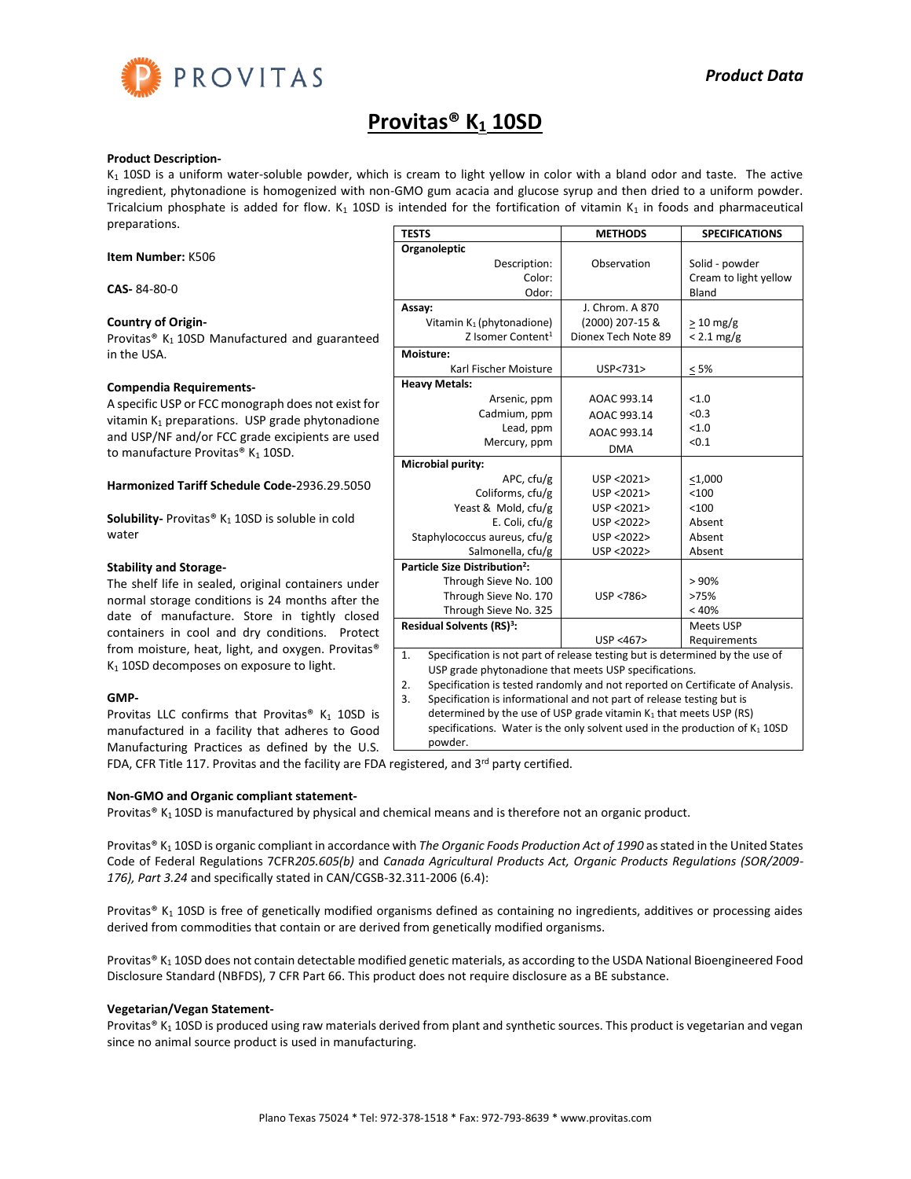# Provitas® $K_1$ 10SD

**Product Data**

**Product Description-**
$K_1$ 10SD is a uniform water-soluble powder, which is cream to light yellow in color with a bland odor and taste. The active ingredient, phytonadione is homogenized with non-GMO gum acacia and glucose syrup and then dried to a uniform powder. Tricalcium phosphate is added for flow. $K_1$ 10SD is intended for the fortification of vitamin $K_1$ in foods and pharmaceutical preparations.

**Item Number:** K506

**CAS-** 84-80-0

**Country of Origin-**
Provitas® $K_1$ 10SD Manufactured and guaranteed in the USA.

**Compendia Requirements-**
A specific USP or FCC monograph does not exist for vitamin $K_1$ preparations. USP grade phytonadione and USP/NF and/or FCC grade excipients are used to manufacture Provitas® $K_1$ 10SD.

**Harmonized Tariff Schedule Code-**2936.29.5050

**Solubility-** Provitas® $K_1$ 10SD is soluble in cold water

**Stability and Storage-**
The shelf life in sealed, original containers under normal storage conditions is 24 months after the date of manufacture. Store in tightly closed containers in cool and dry conditions. Protect from moisture, heat, light, and oxygen. Provitas® $K_1$ 10SD decomposes on exposure to light.

| TESTS | METHODS | SPECIFICATIONS |
|---|---|---|
| **Organoleptic** | | |
| Description: | Observation | Solid - powder |
| Color: | | Cream to light yellow |
| Odor: | | Bland |
| **Assay:** | | |
| Vitamin $K_1$ (phytonadione) | J. Chrom. A 870 (2000) 207-15 & Dionex Tech Note 89 | ≥ 10 mg/g |
| Z Isomer Content[1] | | < 2.1 mg/g |
| **Moisture:** | | |
| Karl Fischer Moisture | USP<731> | ≤ 5% |
| **Heavy Metals:** | | |
| Arsenic, ppm | AOAC 993.14 | <1.0 |
| Cadmium, ppm | AOAC 993.14 | <0.3 |
| Lead, ppm | AOAC 993.14 | <1.0 |
| Mercury, ppm | DMA | <0.1 |
| **Microbial purity:** | | |
| APC, cfu/g | USP <2021> | ≤1,000 |
| Coliforms, cfu/g | USP <2021> | <100 |
| Yeast & Mold, cfu/g | USP <2021> | <100 |
| E. Coli, cfu/g | USP <2022> | Absent |
| Staphylococcus aureus, cfu/g | USP <2022> | Absent |
| Salmonella, cfu/g | USP <2022> | Absent |
| **Particle Size Distribution[2]:** | | |
| Through Sieve No. 100 | USP <786> | > 90% |
| Through Sieve No. 170 | | >75% |
| Through Sieve No. 325 | | < 40% |
| **Residual Solvents (RS)[3]:** | USP <467> | Meets USP Requirements |

1. Specification is not part of release testing but is determined by the use of USP grade phytonadione that meets USP specifications.
2. Specification is tested randomly and not reported on Certificate of Analysis.
3. Specification is informational and not part of release testing but is determined by the use of USP grade vitamin $K_1$ that meets USP (RS) specifications. Water is the only solvent used in the production of $K_1$ 10SD powder.

**GMP-**
Provitas LLC confirms that Provitas® $K_1$ 10SD is manufactured in a facility that adheres to Good Manufacturing Practices as defined by the U.S. FDA, CFR Title 117. Provitas and the facility are FDA registered, and 3rd party certified.

**Non-GMO and Organic compliant statement-**
Provitas® $K_1$ 10SD is manufactured by physical and chemical means and is therefore not an organic product.

Provitas® $K_1$ 10SD is organic compliant in accordance with *The Organic Foods Production Act of 1990* as stated in the United States Code of Federal Regulations 7CFR*205.605(b)* and *Canada Agricultural Products Act, Organic Products Regulations (SOR/2009-176), Part 3.24* and specifically stated in CAN/CGSB-32.311-2006 (6.4):

Provitas® $K_1$ 10SD is free of genetically modified organisms defined as containing no ingredients, additives or processing aides derived from commodities that contain or are derived from genetically modified organisms.

Provitas® $K_1$ 10SD does not contain detectable modified genetic materials, as according to the USDA National Bioengineered Food Disclosure Standard (NBFDS), 7 CFR Part 66. This product does not require disclosure as a BE substance.

**Vegetarian/Vegan Statement-**
Provitas® $K_1$ 10SD is produced using raw materials derived from plant and synthetic sources. This product is vegetarian and vegan since no animal source product is used in manufacturing.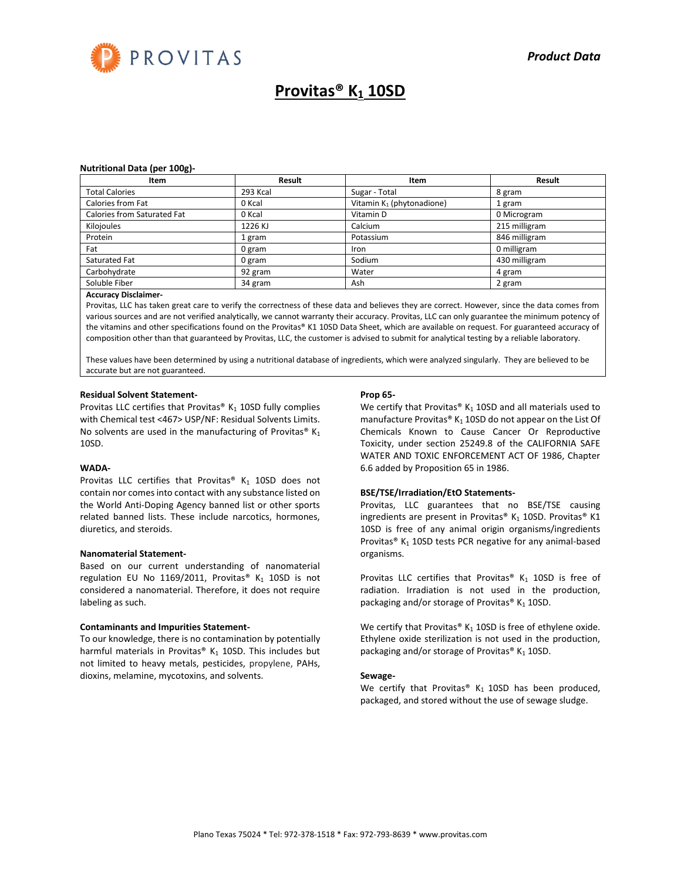# Provitas® $K_1$ 10SD

*Product Data*

**Nutritional Data (per 100g)-**

| Item | Result | Item | Result |
|---|---|---|---|
| Total Calories | 293 Kcal | Sugar - Total | 8 gram |
| Calories from Fat | 0 Kcal | Vitamin $K_1$ (phytonadione) | 1 gram |
| Calories from Saturated Fat | 0 Kcal | Vitamin D | 0 Microgram |
| Kilojoules | 1226 KJ | Calcium | 215 milligram |
| Protein | 1 gram | Potassium | 846 milligram |
| Fat | 0 gram | Iron | 0 milligram |
| Saturated Fat | 0 gram | Sodium | 430 milligram |
| Carbohydrate | 92 gram | Water | 4 gram |
| Soluble Fiber | 34 gram | Ash | 2 gram |

**Accuracy Disclaimer-**

Provitas, LLC has taken great care to verify the correctness of these data and believes they are correct. However, since the data comes from various sources and are not verified analytically, we cannot warranty their accuracy. Provitas, LLC can only guarantee the minimum potency of the vitamins and other specifications found on the Provitas® K1 10SD Data Sheet, which are available on request. For guaranteed accuracy of composition other than that guaranteed by Provitas, LLC, the customer is advised to submit for analytical testing by a reliable laboratory.

These values have been determined by using a nutritional database of ingredients, which were analyzed singularly. They are believed to be accurate but are not guaranteed.

**Residual Solvent Statement-**

Provitas LLC certifies that Provitas® $K_1$ 10SD fully complies with Chemical test <467> USP/NF: Residual Solvents Limits. No solvents are used in the manufacturing of Provitas® $K_1$ 10SD.

**WADA-**

Provitas LLC certifies that Provitas® $K_1$ 10SD does not contain nor comes into contact with any substance listed on the World Anti-Doping Agency banned list or other sports related banned lists. These include narcotics, hormones, diuretics, and steroids.

**Nanomaterial Statement-**

Based on our current understanding of nanomaterial regulation EU No 1169/2011, Provitas® $K_1$ 10SD is not considered a nanomaterial. Therefore, it does not require labeling as such.

**Contaminants and Impurities Statement-**

To our knowledge, there is no contamination by potentially harmful materials in Provitas® $K_1$ 10SD. This includes but not limited to heavy metals, pesticides, propylene, PAHs, dioxins, melamine, mycotoxins, and solvents.

**Prop 65-**

We certify that Provitas® $K_1$ 10SD and all materials used to manufacture Provitas® $K_1$ 10SD do not appear on the List Of Chemicals Known to Cause Cancer Or Reproductive Toxicity, under section 25249.8 of the CALIFORNIA SAFE WATER AND TOXIC ENFORCEMENT ACT OF 1986, Chapter 6.6 added by Proposition 65 in 1986.

**BSE/TSE/Irradiation/EtO Statements-**

Provitas, LLC guarantees that no BSE/TSE causing ingredients are present in Provitas® $K_1$ 10SD. Provitas® K1 10SD is free of any animal origin organisms/ingredients Provitas® $K_1$ 10SD tests PCR negative for any animal-based organisms.

Provitas LLC certifies that Provitas® $K_1$ 10SD is free of radiation. Irradiation is not used in the production, packaging and/or storage of Provitas® $K_1$ 10SD.

We certify that Provitas® $K_1$ 10SD is free of ethylene oxide. Ethylene oxide sterilization is not used in the production, packaging and/or storage of Provitas® $K_1$ 10SD.

**Sewage-**

We certify that Provitas® $K_1$ 10SD has been produced, packaged, and stored without the use of sewage sludge.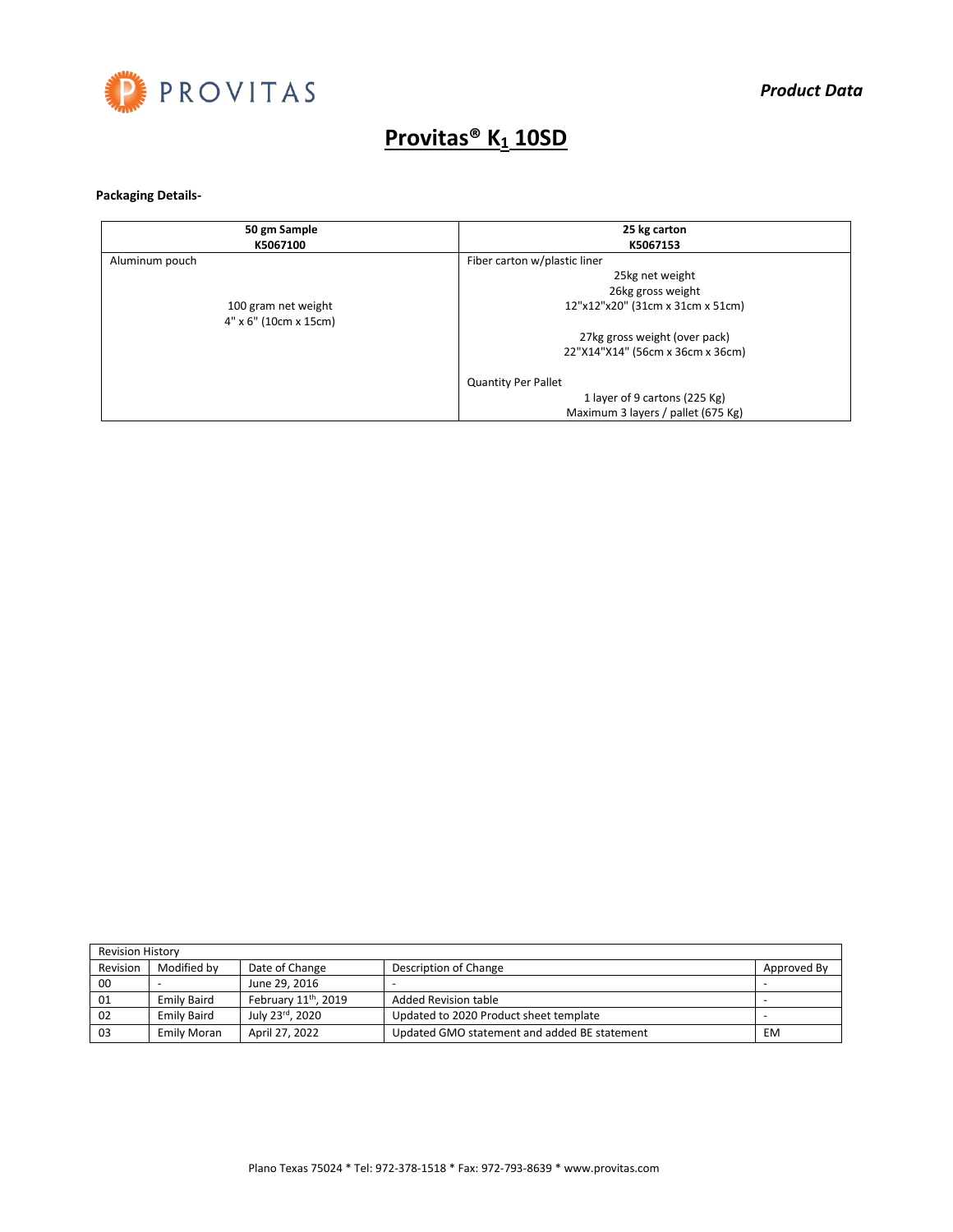# Provitas® $K_1$ 10SD

**Packaging Details-**

| 50 gm Sample<br>K5067100 | 25 kg carton<br>K5067153 |
|---|---|
| Aluminum pouch<br><br>100 gram net weight<br>4" x 6" (10cm x 15cm) | Fiber carton w/plastic liner<br>25kg net weight<br>26kg gross weight<br>12"x12"x20" (31cm x 31cm x 51cm)<br><br>27kg gross weight (over pack)<br>22"X14"X14" (56cm x 36cm x 36cm)<br><br>Quantity Per Pallet<br>1 layer of 9 cartons (225 Kg)<br>Maximum 3 layers / pallet (675 Kg) |

| Revision History | | | | |
|---|---|---|---|---|
| Revision | Modified by | Date of Change | Description of Change | Approved By |
| 00 | - | June 29, 2016 | - | - |
| 01 | Emily Baird | February 11th, 2019 | Added Revision table | - |
| 02 | Emily Baird | July 23rd, 2020 | Updated to 2020 Product sheet template | - |
| 03 | Emily Moran | April 27, 2022 | Updated GMO statement and added BE statement | EM |

Plano Texas 75024 * Tel: 972-378-1518 * Fax: 972-793-8639 * www.provitas.com